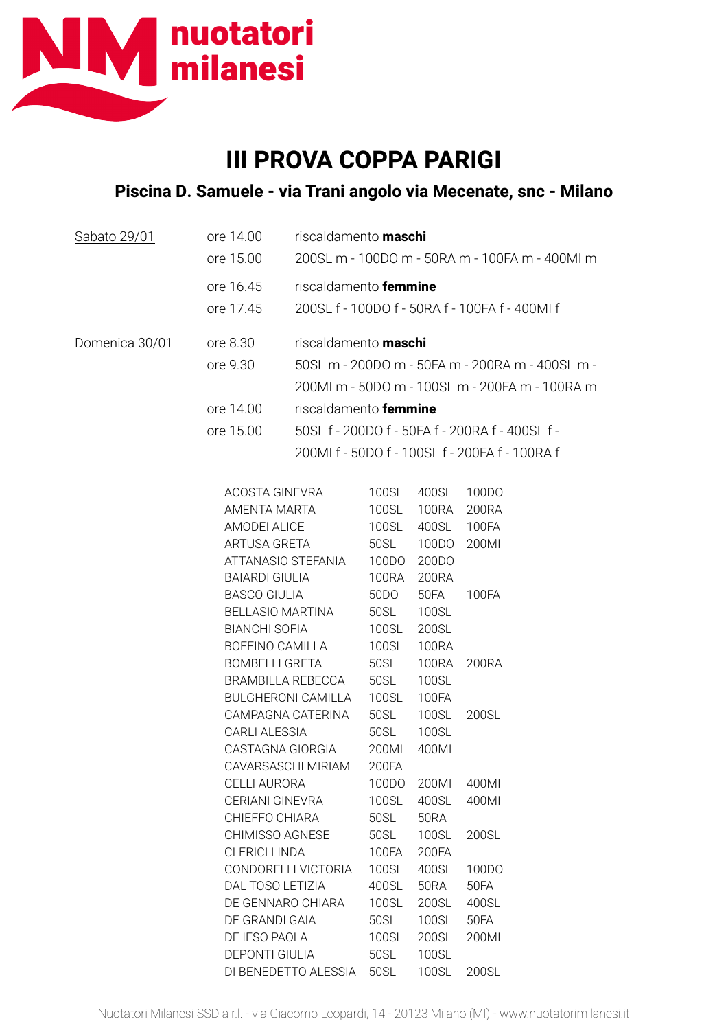nuotatori milanesi

# III PROVA COPPA PARIGI

## Piscina D. Samuele - via Trani angolo via Mecenate, snc - Milano

| | | |
|---|---|---|
| Sabato 29/01 | ore 14.00 | riscaldamento **maschi** |
| | ore 15.00 | 200SL m - 100DO m - 50RA m - 100FA m - 400MI m |
| | ore 16.45 | riscaldamento **femmine** |
| | ore 17.45 | 200SL f - 100DO f - 50RA f - 100FA f - 400MI f |
| Domenica 30/01 | ore 8.30 | riscaldamento **maschi** |
| | ore 9.30 | 50SL m - 200DO m - 50FA m - 200RA m - 400SL m - 200MI m - 50DO m - 100SL m - 200FA m - 100RA m |
| | ore 14.00 | riscaldamento **femmine** |
| | ore 15.00 | 50SL f - 200DO f - 50FA f - 200RA f - 400SL f - 200MI f - 50DO f - 100SL f - 200FA f - 100RA f |

| | | | |
|---|---|---|---|
| ACOSTA GINEVRA | 100SL | 400SL | 100DO |
| AMENTA MARTA | 100SL | 100RA | 200RA |
| AMODEI ALICE | 100SL | 400SL | 100FA |
| ARTUSA GRETA | 50SL | 100DO | 200MI |
| ATTANASIO STEFANIA | 100DO | 200DO | |
| BAIARDI GIULIA | 100RA | 200RA | |
| BASCO GIULIA | 50DO | 50FA | 100FA |
| BELLASIO MARTINA | 50SL | 100SL | |
| BIANCHI SOFIA | 100SL | 200SL | |
| BOFFINO CAMILLA | 100SL | 100RA | |
| BOMBELLI GRETA | 50SL | 100RA | 200RA |
| BRAMBILLA REBECCA | 50SL | 100SL | |
| BULGHERONI CAMILLA | 100SL | 100FA | |
| CAMPAGNA CATERINA | 50SL | 100SL | 200SL |
| CARLI ALESSIA | 50SL | 100SL | |
| CASTAGNA GIORGIA | 200MI | 400MI | |
| CAVARSASCHI MIRIAM | 200FA | | |
| CELLI AURORA | 100DO | 200MI | 400MI |
| CERIANI GINEVRA | 100SL | 400SL | 400MI |
| CHIEFFO CHIARA | 50SL | 50RA | |
| CHIMISSO AGNESE | 50SL | 100SL | 200SL |
| CLERICI LINDA | 100FA | 200FA | |
| CONDORELLI VICTORIA | 100SL | 400SL | 100DO |
| DAL TOSO LETIZIA | 400SL | 50RA | 50FA |
| DE GENNARO CHIARA | 100SL | 200SL | 400SL |
| DE GRANDI GAIA | 50SL | 100SL | 50FA |
| DE IESO PAOLA | 100SL | 200SL | 200MI |
| DEPONTI GIULIA | 50SL | 100SL | |
| DI BENEDETTO ALESSIA | 50SL | 100SL | 200SL |

Nuotatori Milanesi SSD a r.l. - via Giacomo Leopardi, 14 - 20123 Milano (MI) - www.nuotatorimilanesi.it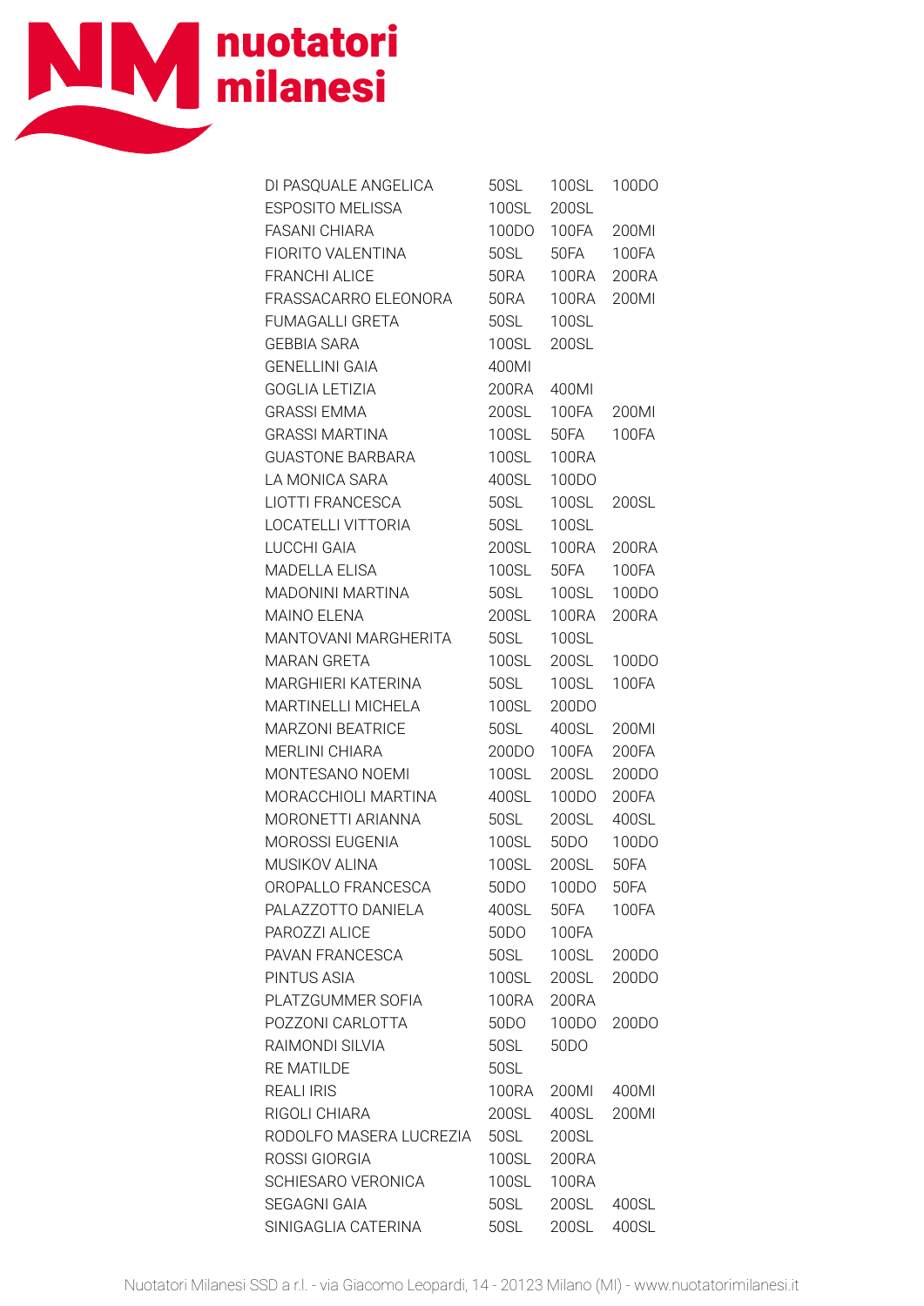**nuotatori milanesi**

| | | | |
|---|---|---|---|
| DI PASQUALE ANGELICA | 50SL | 100SL | 100DO |
| ESPOSITO MELISSA | 100SL | 200SL | |
| FASANI CHIARA | 100DO | 100FA | 200MI |
| FIORITO VALENTINA | 50SL | 50FA | 100FA |
| FRANCHI ALICE | 50RA | 100RA | 200RA |
| FRASSACARRO ELEONORA | 50RA | 100RA | 200MI |
| FUMAGALLI GRETA | 50SL | 100SL | |
| GEBBIA SARA | 100SL | 200SL | |
| GENELLINI GAIA | 400MI | | |
| GOGLIA LETIZIA | 200RA | 400MI | |
| GRASSI EMMA | 200SL | 100FA | 200MI |
| GRASSI MARTINA | 100SL | 50FA | 100FA |
| GUASTONE BARBARA | 100SL | 100RA | |
| LA MONICA SARA | 400SL | 100DO | |
| LIOTTI FRANCESCA | 50SL | 100SL | 200SL |
| LOCATELLI VITTORIA | 50SL | 100SL | |
| LUCCHI GAIA | 200SL | 100RA | 200RA |
| MADELLA ELISA | 100SL | 50FA | 100FA |
| MADONINI MARTINA | 50SL | 100SL | 100DO |
| MAINO ELENA | 200SL | 100RA | 200RA |
| MANTOVANI MARGHERITA | 50SL | 100SL | |
| MARAN GRETA | 100SL | 200SL | 100DO |
| MARGHIERI KATERINA | 50SL | 100SL | 100FA |
| MARTINELLI MICHELA | 100SL | 200DO | |
| MARZONI BEATRICE | 50SL | 400SL | 200MI |
| MERLINI CHIARA | 200DO | 100FA | 200FA |
| MONTESANO NOEMI | 100SL | 200SL | 200DO |
| MORACCHIOLI MARTINA | 400SL | 100DO | 200FA |
| MORONETTI ARIANNA | 50SL | 200SL | 400SL |
| MOROSSI EUGENIA | 100SL | 50DO | 100DO |
| MUSIKOV ALINA | 100SL | 200SL | 50FA |
| OROPALLO FRANCESCA | 50DO | 100DO | 50FA |
| PALAZZOTTO DANIELA | 400SL | 50FA | 100FA |
| PAROZZI ALICE | 50DO | 100FA | |
| PAVAN FRANCESCA | 50SL | 100SL | 200DO |
| PINTUS ASIA | 100SL | 200SL | 200DO |
| PLATZGUMMER SOFIA | 100RA | 200RA | |
| POZZONI CARLOTTA | 50DO | 100DO | 200DO |
| RAIMONDI SILVIA | 50SL | 50DO | |
| RE MATILDE | 50SL | | |
| REALI IRIS | 100RA | 200MI | 400MI |
| RIGOLI CHIARA | 200SL | 400SL | 200MI |
| RODOLFO MASERA LUCREZIA | 50SL | 200SL | |
| ROSSI GIORGIA | 100SL | 200RA | |
| SCHIESARO VERONICA | 100SL | 100RA | |
| SEGAGNI GAIA | 50SL | 200SL | 400SL |
| SINIGAGLIA CATERINA | 50SL | 200SL | 400SL |

Nuotatori Milanesi SSD a r.l. - via Giacomo Leopardi, 14 - 20123 Milano (MI) - www.nuotatorimilanesi.it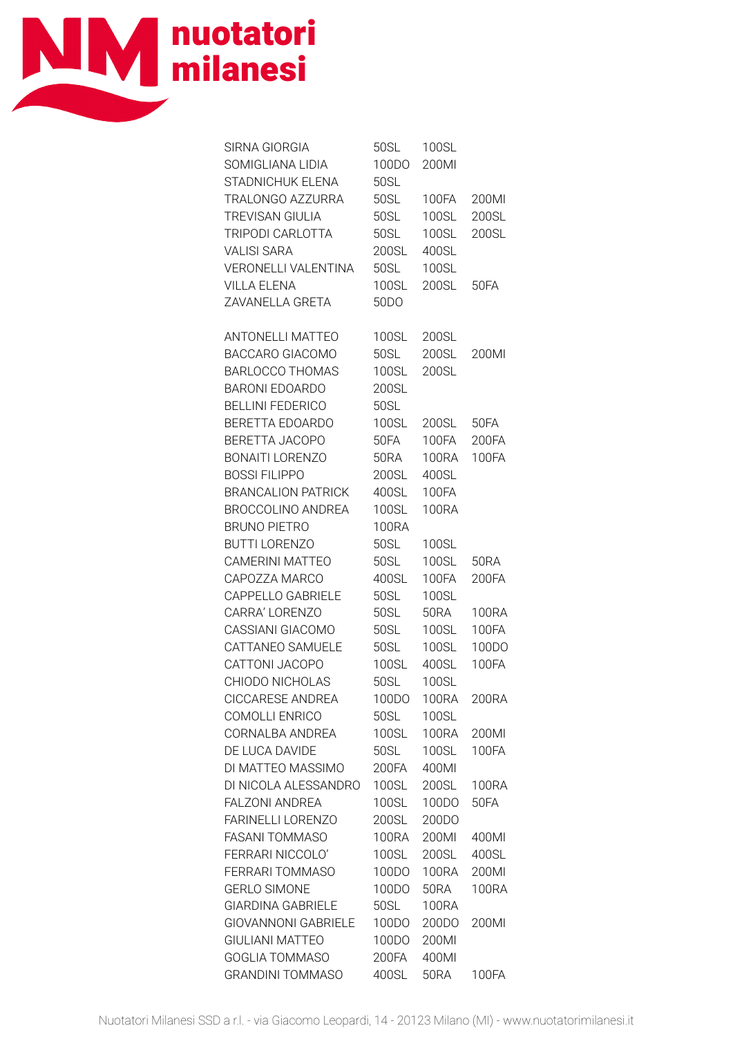| | | | |
|---|---|---|---|
| SIRNA GIORGIA | 50SL | 100SL | |
| SOMIGLIANA LIDIA | 100DO | 200MI | |
| STADNICHUK ELENA | 50SL | | |
| TRALONGO AZZURRA | 50SL | 100FA | 200MI |
| TREVISAN GIULIA | 50SL | 100SL | 200SL |
| TRIPODI CARLOTTA | 50SL | 100SL | 200SL |
| VALISI SARA | 200SL | 400SL | |
| VERONELLI VALENTINA | 50SL | 100SL | |
| VILLA ELENA | 100SL | 200SL | 50FA |
| ZAVANELLA GRETA | 50DO | | |

| | | | |
|---|---|---|---|
| ANTONELLI MATTEO | 100SL | 200SL | |
| BACCARO GIACOMO | 50SL | 200SL | 200MI |
| BARLOCCO THOMAS | 100SL | 200SL | |
| BARONI EDOARDO | 200SL | | |
| BELLINI FEDERICO | 50SL | | |
| BERETTA EDOARDO | 100SL | 200SL | 50FA |
| BERETTA JACOPO | 50FA | 100FA | 200FA |
| BONAITI LORENZO | 50RA | 100RA | 100FA |
| BOSSI FILIPPO | 200SL | 400SL | |
| BRANCALION PATRICK | 400SL | 100FA | |
| BROCCOLINO ANDREA | 100SL | 100RA | |
| BRUNO PIETRO | 100RA | | |
| BUTTI LORENZO | 50SL | 100SL | |
| CAMERINI MATTEO | 50SL | 100SL | 50RA |
| CAPOZZA MARCO | 400SL | 100FA | 200FA |
| CAPPELLO GABRIELE | 50SL | 100SL | |
| CARRA’ LORENZO | 50SL | 50RA | 100RA |
| CASSIANI GIACOMO | 50SL | 100SL | 100FA |
| CATTANEO SAMUELE | 50SL | 100SL | 100DO |
| CATTONI JACOPO | 100SL | 400SL | 100FA |
| CHIODO NICHOLAS | 50SL | 100SL | |
| CICCARESE ANDREA | 100DO | 100RA | 200RA |
| COMOLLI ENRICO | 50SL | 100SL | |
| CORNALBA ANDREA | 100SL | 100RA | 200MI |
| DE LUCA DAVIDE | 50SL | 100SL | 100FA |
| DI MATTEO MASSIMO | 200FA | 400MI | |
| DI NICOLA ALESSANDRO | 100SL | 200SL | 100RA |
| FALZONI ANDREA | 100SL | 100DO | 50FA |
| FARINELLI LORENZO | 200SL | 200DO | |
| FASANI TOMMASO | 100RA | 200MI | 400MI |
| FERRARI NICCOLO’ | 100SL | 200SL | 400SL |
| FERRARI TOMMASO | 100DO | 100RA | 200MI |
| GERLO SIMONE | 100DO | 50RA | 100RA |
| GIARDINA GABRIELE | 50SL | 100RA | |
| GIOVANNONI GABRIELE | 100DO | 200DO | 200MI |
| GIULIANI MATTEO | 100DO | 200MI | |
| GOGLIA TOMMASO | 200FA | 400MI | |
| GRANDINI TOMMASO | 400SL | 50RA | 100FA |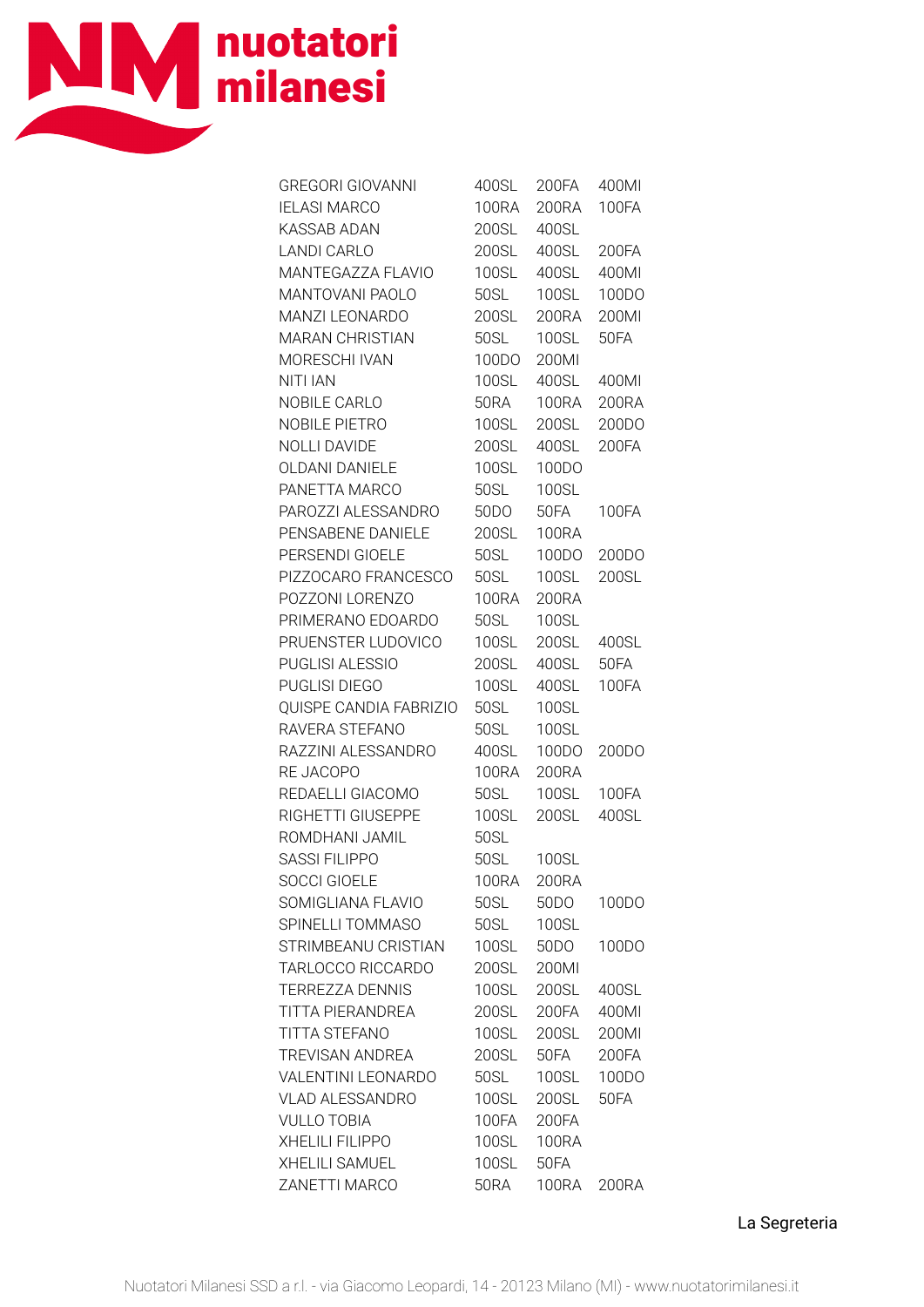| | | | |
|---|---|---|---|
| GREGORI GIOVANNI | 400SL | 200FA | 400MI |
| IELASI MARCO | 100RA | 200RA | 100FA |
| KASSAB ADAN | 200SL | 400SL | |
| LANDI CARLO | 200SL | 400SL | 200FA |
| MANTEGAZZA FLAVIO | 100SL | 400SL | 400MI |
| MANTOVANI PAOLO | 50SL | 100SL | 100DO |
| MANZI LEONARDO | 200SL | 200RA | 200MI |
| MARAN CHRISTIAN | 50SL | 100SL | 50FA |
| MORESCHI IVAN | 100DO | 200MI | |
| NITI IAN | 100SL | 400SL | 400MI |
| NOBILE CARLO | 50RA | 100RA | 200RA |
| NOBILE PIETRO | 100SL | 200SL | 200DO |
| NOLLI DAVIDE | 200SL | 400SL | 200FA |
| OLDANI DANIELE | 100SL | 100DO | |
| PANETTA MARCO | 50SL | 100SL | |
| PAROZZI ALESSANDRO | 50DO | 50FA | 100FA |
| PENSABENE DANIELE | 200SL | 100RA | |
| PERSENDI GIOELE | 50SL | 100DO | 200DO |
| PIZZOCARO FRANCESCO | 50SL | 100SL | 200SL |
| POZZONI LORENZO | 100RA | 200RA | |
| PRIMERANO EDOARDO | 50SL | 100SL | |
| PRUENSTER LUDOVICO | 100SL | 200SL | 400SL |
| PUGLISI ALESSIO | 200SL | 400SL | 50FA |
| PUGLISI DIEGO | 100SL | 400SL | 100FA |
| QUISPE CANDIA FABRIZIO | 50SL | 100SL | |
| RAVERA STEFANO | 50SL | 100SL | |
| RAZZINI ALESSANDRO | 400SL | 100DO | 200DO |
| RE JACOPO | 100RA | 200RA | |
| REDAELLI GIACOMO | 50SL | 100SL | 100FA |
| RIGHETTI GIUSEPPE | 100SL | 200SL | 400SL |
| ROMDHANI JAMIL | 50SL | | |
| SASSI FILIPPO | 50SL | 100SL | |
| SOCCI GIOELE | 100RA | 200RA | |
| SOMIGLIANA FLAVIO | 50SL | 50DO | 100DO |
| SPINELLI TOMMASO | 50SL | 100SL | |
| STRIMBEANU CRISTIAN | 100SL | 50DO | 100DO |
| TARLOCCO RICCARDO | 200SL | 200MI | |
| TERREZZA DENNIS | 100SL | 200SL | 400SL |
| TITTA PIERANDREA | 200SL | 200FA | 400MI |
| TITTA STEFANO | 100SL | 200SL | 200MI |
| TREVISAN ANDREA | 200SL | 50FA | 200FA |
| VALENTINI LEONARDO | 50SL | 100SL | 100DO |
| VLAD ALESSANDRO | 100SL | 200SL | 50FA |
| VULLO TOBIA | 100FA | 200FA | |
| XHELILI FILIPPO | 100SL | 100RA | |
| XHELILI SAMUEL | 100SL | 50FA | |
| ZANETTI MARCO | 50RA | 100RA | 200RA |

La Segreteria

Nuotatori Milanesi SSD a r.l. - via Giacomo Leopardi, 14 - 20123 Milano (MI) - www.nuotatorimilanesi.it